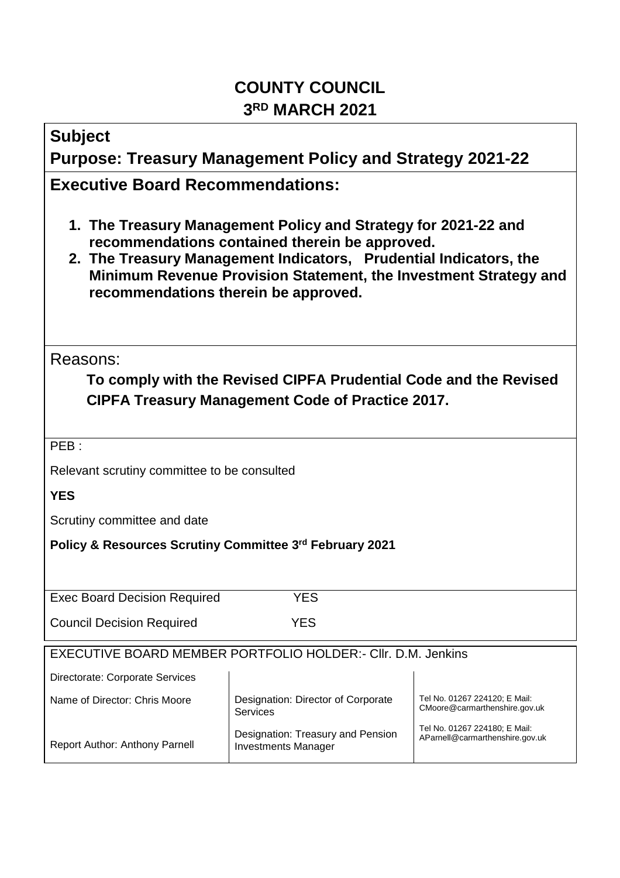# COUNTY COUNCIL

# 3RD MARCH 2021

## Subject

## Purpose: Treasury Management Policy and Strategy 2021-22

## Executive Board Recommendations:

1. **The Treasury Management Policy and Strategy for 2021-22 and recommendations contained therein be approved.**
2. **The Treasury Management Indicators, Prudential Indicators, the Minimum Revenue Provision Statement, the Investment Strategy and recommendations therein be approved.**

Reasons:

**To comply with the Revised CIPFA Prudential Code and the Revised CIPFA Treasury Management Code of Practice 2017.**

PEB :

Relevant scrutiny committee to be consulted

**YES**

Scrutiny committee and date

**Policy & Resources Scrutiny Committee 3rd February 2021**

| | |
|---|---|
| Exec Board Decision Required | YES |
| Council Decision Required | YES |

EXECUTIVE BOARD MEMBER PORTFOLIO HOLDER:- Cllr. D.M. Jenkins

| | | |
|---|---|---|
| Directorate: Corporate Services | | |
| Name of Director: Chris Moore | Designation: Director of Corporate Services | Tel No. 01267 224120; E Mail: CMoore@carmarthenshire.gov.uk |
| Report Author: Anthony Parnell | Designation: Treasury and Pension Investments Manager | Tel No. 01267 224180; E Mail: AParnell@carmarthenshire.gov.uk |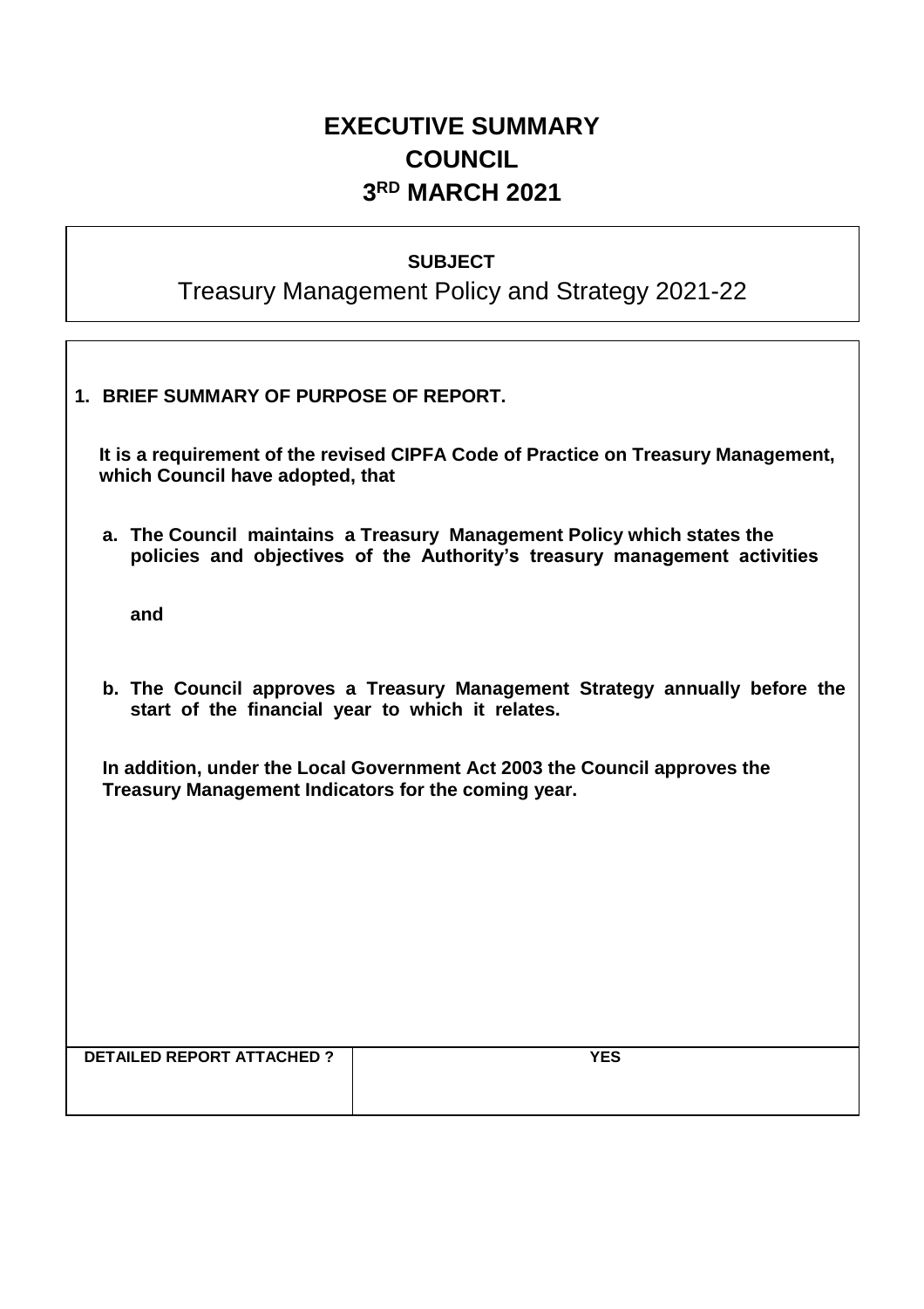# EXECUTIVE SUMMARY
# COUNCIL
# 3RD MARCH 2021

**SUBJECT**

Treasury Management Policy and Strategy 2021-22

**1. BRIEF SUMMARY OF PURPOSE OF REPORT.**

**It is a requirement of the revised CIPFA Code of Practice on Treasury Management, which Council have adopted, that**

**a. The Council maintains a Treasury Management Policy which states the policies and objectives of the Authority's treasury management activities**

**and**

**b. The Council approves a Treasury Management Strategy annually before the start of the financial year to which it relates.**

**In addition, under the Local Government Act 2003 the Council approves the Treasury Management Indicators for the coming year.**

| **DETAILED REPORT ATTACHED ?** | **YES** |
| --- | --- |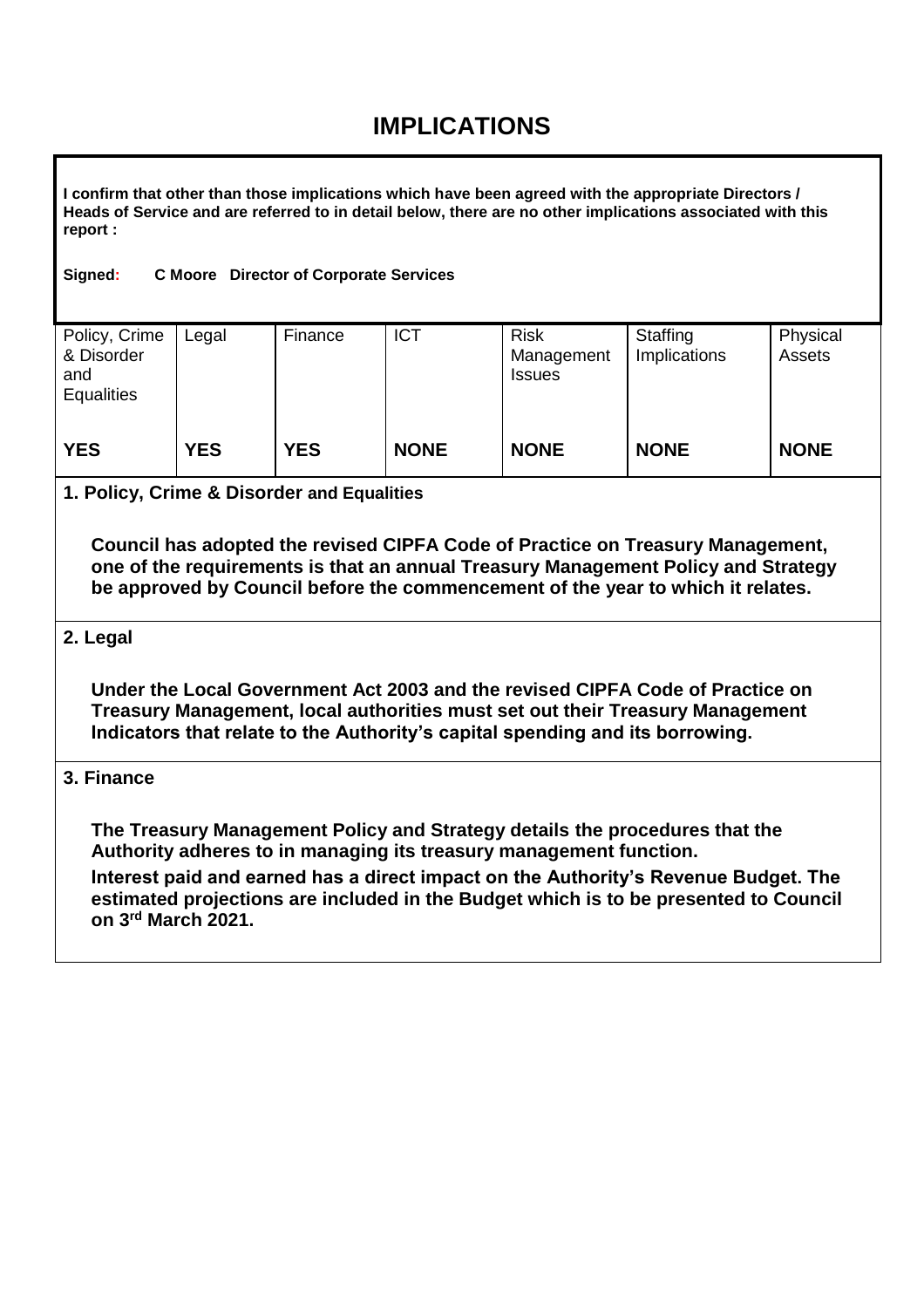# IMPLICATIONS

**I confirm that other than those implications which have been agreed with the appropriate Directors / Heads of Service and are referred to in detail below, there are no other implications associated with this report :**

**Signed: C Moore Director of Corporate Services**

| Policy, Crime & Disorder and Equalities | Legal | Finance | ICT | Risk Management Issues | Staffing Implications | Physical Assets |
|---|---|---|---|---|---|---|
| **YES** | **YES** | **YES** | **NONE** | **NONE** | **NONE** | **NONE** |

**1. Policy, Crime & Disorder and Equalities**

**Council has adopted the revised CIPFA Code of Practice on Treasury Management, one of the requirements is that an annual Treasury Management Policy and Strategy be approved by Council before the commencement of the year to which it relates.**

**2. Legal**

**Under the Local Government Act 2003 and the revised CIPFA Code of Practice on Treasury Management, local authorities must set out their Treasury Management Indicators that relate to the Authority's capital spending and its borrowing.**

**3. Finance**

**The Treasury Management Policy and Strategy details the procedures that the Authority adheres to in managing its treasury management function.**

**Interest paid and earned has a direct impact on the Authority's Revenue Budget. The estimated projections are included in the Budget which is to be presented to Council on 3rd March 2021.**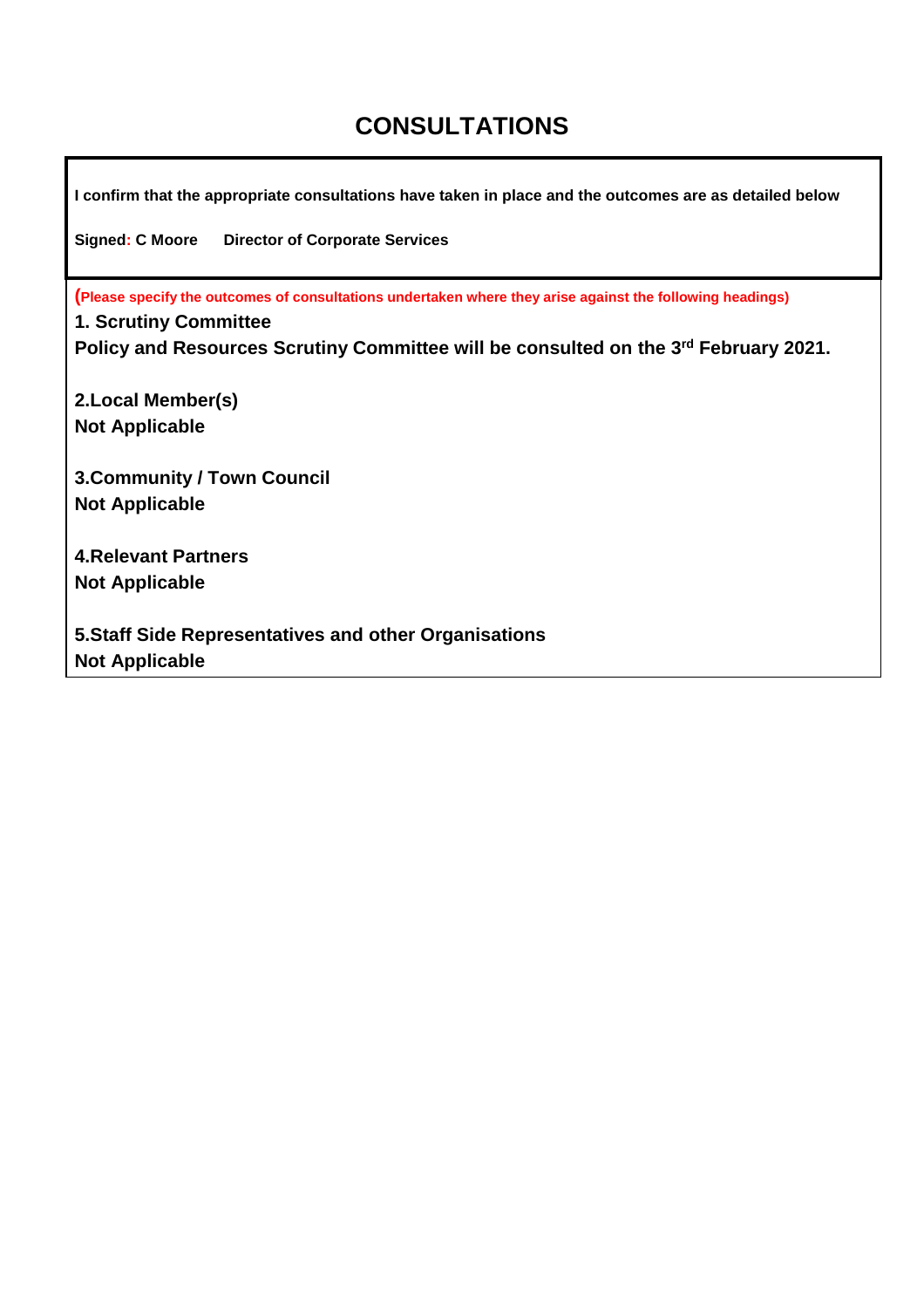# CONSULTATIONS

**I confirm that the appropriate consultations have taken in place and the outcomes are as detailed below**

**Signed: C Moore      Director of Corporate Services**

**(Please specify the outcomes of consultations undertaken where they arise against the following headings)**

**1. Scrutiny Committee**
**Policy and Resources Scrutiny Committee will be consulted on the 3rd February 2021.**

**2.Local Member(s)**
**Not Applicable**

**3.Community / Town Council**
**Not Applicable**

**4.Relevant Partners**
**Not Applicable**

**5.Staff Side Representatives and other Organisations**
**Not Applicable**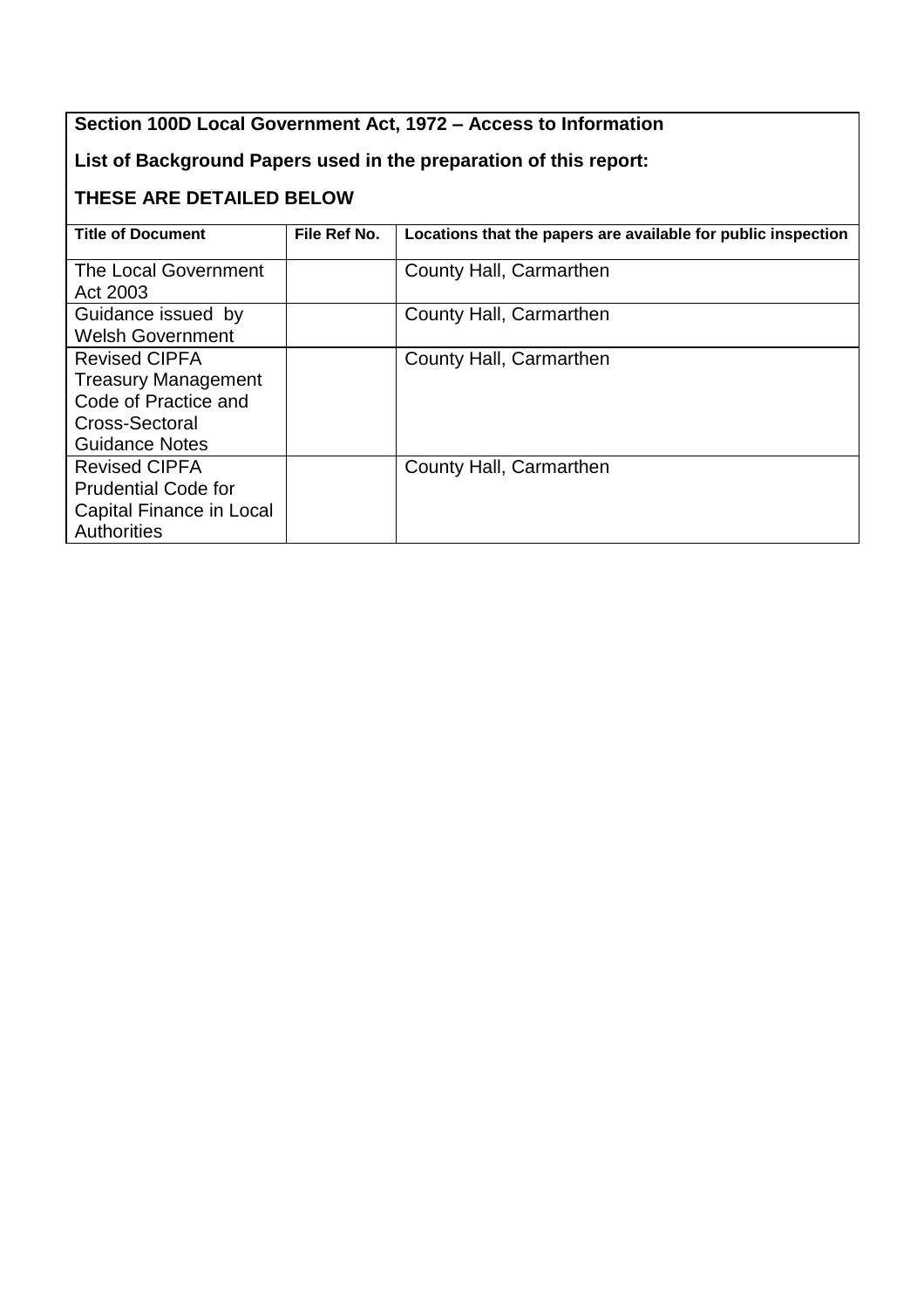**Section 100D Local Government Act, 1972 – Access to Information**

**List of Background Papers used in the preparation of this report:**

**THESE ARE DETAILED BELOW**

| Title of Document | File Ref No. | Locations that the papers are available for public inspection |
|---|---|---|
| The Local Government Act 2003 | | County Hall, Carmarthen |
| Guidance issued by Welsh Government | | County Hall, Carmarthen |
| Revised CIPFA Treasury Management Code of Practice and Cross-Sectoral Guidance Notes | | County Hall, Carmarthen |
| Revised CIPFA Prudential Code for Capital Finance in Local Authorities | | County Hall, Carmarthen |